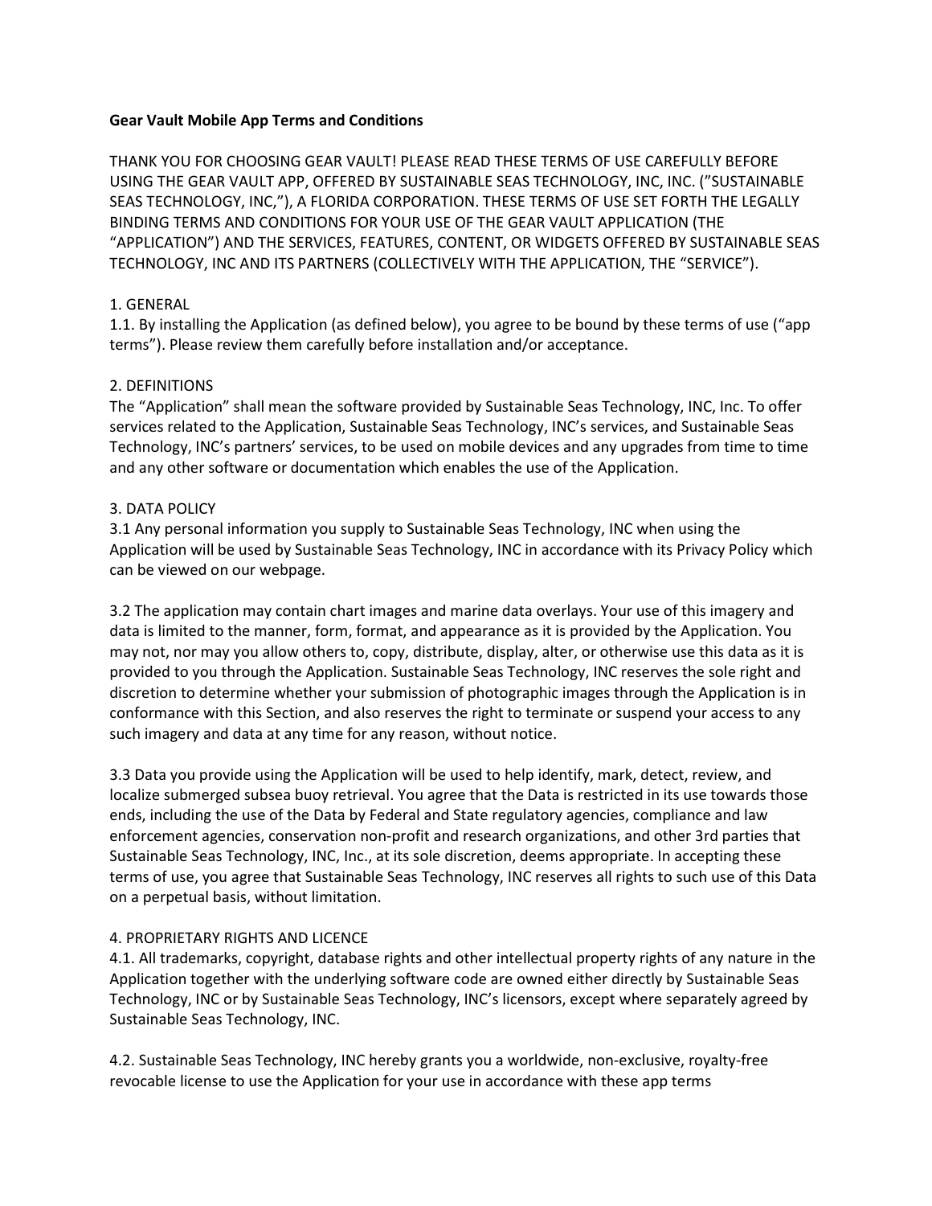**Gear Vault Mobile App Terms and Conditions**

THANK YOU FOR CHOOSING GEAR VAULT! PLEASE READ THESE TERMS OF USE CAREFULLY BEFORE USING THE GEAR VAULT APP, OFFERED BY SUSTAINABLE SEAS TECHNOLOGY, INC, INC. (”SUSTAINABLE SEAS TECHNOLOGY, INC,”), A FLORIDA CORPORATION. THESE TERMS OF USE SET FORTH THE LEGALLY BINDING TERMS AND CONDITIONS FOR YOUR USE OF THE GEAR VAULT APPLICATION (THE “APPLICATION”) AND THE SERVICES, FEATURES, CONTENT, OR WIDGETS OFFERED BY SUSTAINABLE SEAS TECHNOLOGY, INC AND ITS PARTNERS (COLLECTIVELY WITH THE APPLICATION, THE “SERVICE”).

1. GENERAL

1.1. By installing the Application (as defined below), you agree to be bound by these terms of use (“app terms”). Please review them carefully before installation and/or acceptance.

2. DEFINITIONS

The “Application” shall mean the software provided by Sustainable Seas Technology, INC, Inc. To offer services related to the Application, Sustainable Seas Technology, INC’s services, and Sustainable Seas Technology, INC’s partners’ services, to be used on mobile devices and any upgrades from time to time and any other software or documentation which enables the use of the Application.

3. DATA POLICY

3.1 Any personal information you supply to Sustainable Seas Technology, INC when using the Application will be used by Sustainable Seas Technology, INC in accordance with its Privacy Policy which can be viewed on our webpage.

3.2 The application may contain chart images and marine data overlays. Your use of this imagery and data is limited to the manner, form, format, and appearance as it is provided by the Application. You may not, nor may you allow others to, copy, distribute, display, alter, or otherwise use this data as it is provided to you through the Application. Sustainable Seas Technology, INC reserves the sole right and discretion to determine whether your submission of photographic images through the Application is in conformance with this Section, and also reserves the right to terminate or suspend your access to any such imagery and data at any time for any reason, without notice.

3.3 Data you provide using the Application will be used to help identify, mark, detect, review, and localize submerged subsea buoy retrieval. You agree that the Data is restricted in its use towards those ends, including the use of the Data by Federal and State regulatory agencies, compliance and law enforcement agencies, conservation non-profit and research organizations, and other 3rd parties that Sustainable Seas Technology, INC, Inc., at its sole discretion, deems appropriate. In accepting these terms of use, you agree that Sustainable Seas Technology, INC reserves all rights to such use of this Data on a perpetual basis, without limitation.

4. PROPRIETARY RIGHTS AND LICENCE

4.1. All trademarks, copyright, database rights and other intellectual property rights of any nature in the Application together with the underlying software code are owned either directly by Sustainable Seas Technology, INC or by Sustainable Seas Technology, INC’s licensors, except where separately agreed by Sustainable Seas Technology, INC.

4.2. Sustainable Seas Technology, INC hereby grants you a worldwide, non-exclusive, royalty-free revocable license to use the Application for your use in accordance with these app terms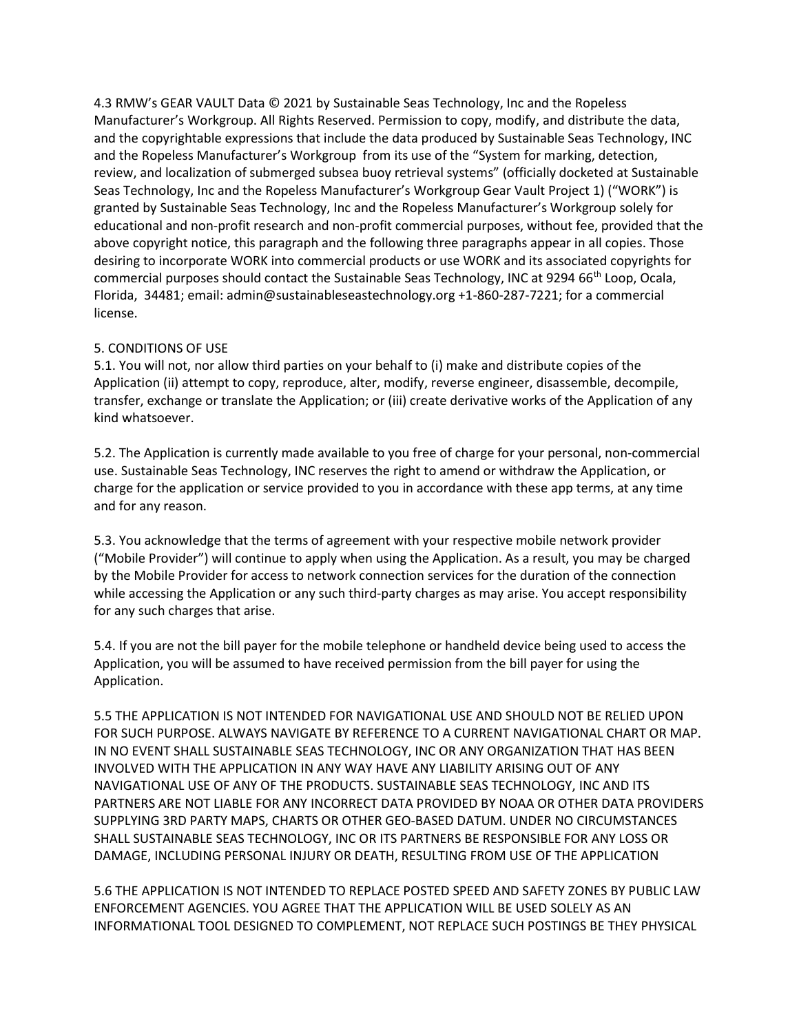4.3 RMW's GEAR VAULT Data © 2021 by Sustainable Seas Technology, Inc and the Ropeless Manufacturer's Workgroup. All Rights Reserved. Permission to copy, modify, and distribute the data, and the copyrightable expressions that include the data produced by Sustainable Seas Technology, INC and the Ropeless Manufacturer's Workgroup from its use of the "System for marking, detection, review, and localization of submerged subsea buoy retrieval systems" (officially docketed at Sustainable Seas Technology, Inc and the Ropeless Manufacturer's Workgroup Gear Vault Project 1) ("WORK") is granted by Sustainable Seas Technology, Inc and the Ropeless Manufacturer's Workgroup solely for educational and non-profit research and non-profit commercial purposes, without fee, provided that the above copyright notice, this paragraph and the following three paragraphs appear in all copies. Those desiring to incorporate WORK into commercial products or use WORK and its associated copyrights for commercial purposes should contact the Sustainable Seas Technology, INC at 9294 66th Loop, Ocala, Florida, 34481; email: admin@sustainableseastechnology.org +1-860-287-7221; for a commercial license.

5. CONDITIONS OF USE

5.1. You will not, nor allow third parties on your behalf to (i) make and distribute copies of the Application (ii) attempt to copy, reproduce, alter, modify, reverse engineer, disassemble, decompile, transfer, exchange or translate the Application; or (iii) create derivative works of the Application of any kind whatsoever.

5.2. The Application is currently made available to you free of charge for your personal, non-commercial use. Sustainable Seas Technology, INC reserves the right to amend or withdraw the Application, or charge for the application or service provided to you in accordance with these app terms, at any time and for any reason.

5.3. You acknowledge that the terms of agreement with your respective mobile network provider ("Mobile Provider") will continue to apply when using the Application. As a result, you may be charged by the Mobile Provider for access to network connection services for the duration of the connection while accessing the Application or any such third-party charges as may arise. You accept responsibility for any such charges that arise.

5.4. If you are not the bill payer for the mobile telephone or handheld device being used to access the Application, you will be assumed to have received permission from the bill payer for using the Application.

5.5 THE APPLICATION IS NOT INTENDED FOR NAVIGATIONAL USE AND SHOULD NOT BE RELIED UPON FOR SUCH PURPOSE. ALWAYS NAVIGATE BY REFERENCE TO A CURRENT NAVIGATIONAL CHART OR MAP. IN NO EVENT SHALL SUSTAINABLE SEAS TECHNOLOGY, INC OR ANY ORGANIZATION THAT HAS BEEN INVOLVED WITH THE APPLICATION IN ANY WAY HAVE ANY LIABILITY ARISING OUT OF ANY NAVIGATIONAL USE OF ANY OF THE PRODUCTS. SUSTAINABLE SEAS TECHNOLOGY, INC AND ITS PARTNERS ARE NOT LIABLE FOR ANY INCORRECT DATA PROVIDED BY NOAA OR OTHER DATA PROVIDERS SUPPLYING 3RD PARTY MAPS, CHARTS OR OTHER GEO-BASED DATUM. UNDER NO CIRCUMSTANCES SHALL SUSTAINABLE SEAS TECHNOLOGY, INC OR ITS PARTNERS BE RESPONSIBLE FOR ANY LOSS OR DAMAGE, INCLUDING PERSONAL INJURY OR DEATH, RESULTING FROM USE OF THE APPLICATION

5.6 THE APPLICATION IS NOT INTENDED TO REPLACE POSTED SPEED AND SAFETY ZONES BY PUBLIC LAW ENFORCEMENT AGENCIES. YOU AGREE THAT THE APPLICATION WILL BE USED SOLELY AS AN INFORMATIONAL TOOL DESIGNED TO COMPLEMENT, NOT REPLACE SUCH POSTINGS BE THEY PHYSICAL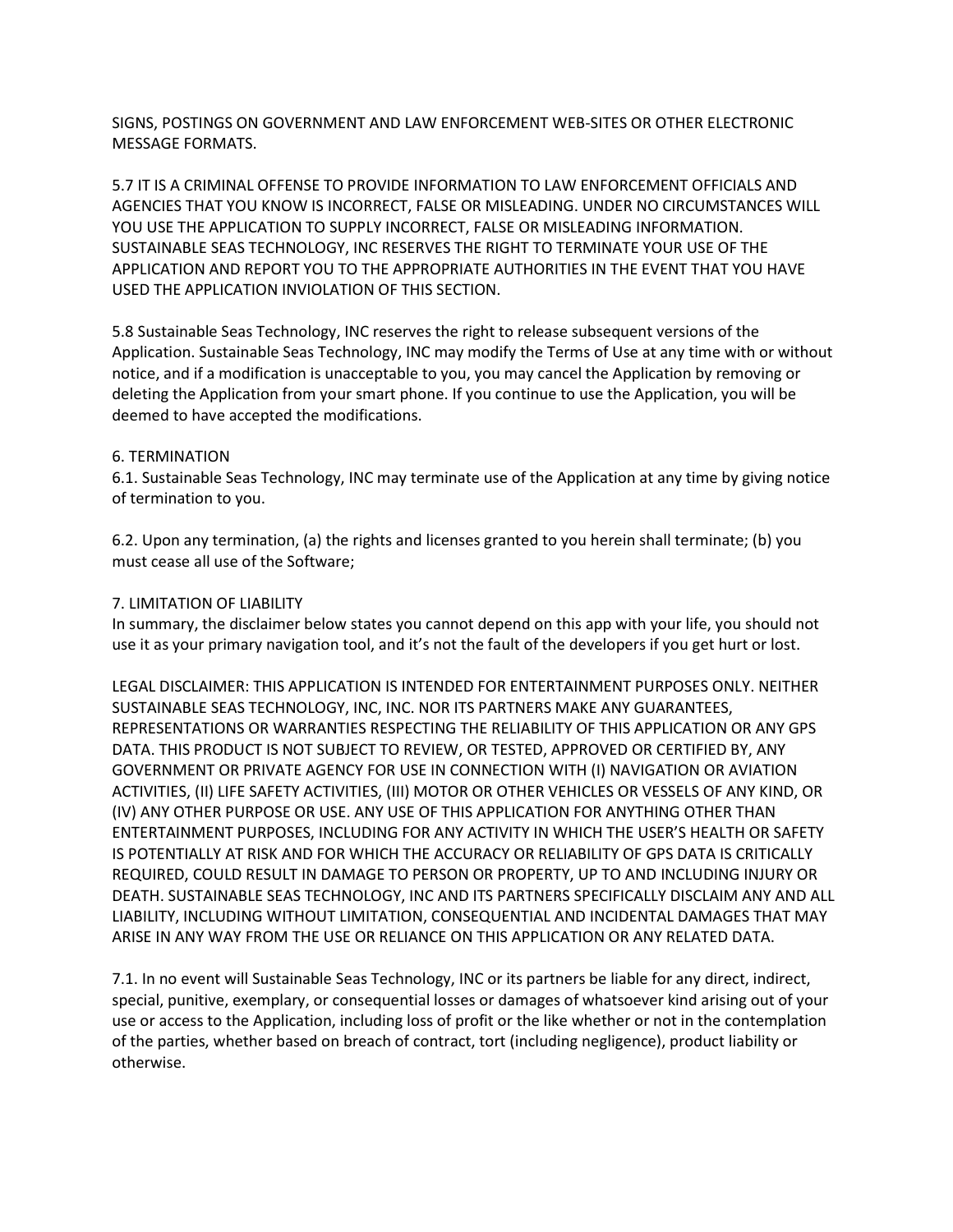SIGNS, POSTINGS ON GOVERNMENT AND LAW ENFORCEMENT WEB-SITES OR OTHER ELECTRONIC MESSAGE FORMATS.

5.7 IT IS A CRIMINAL OFFENSE TO PROVIDE INFORMATION TO LAW ENFORCEMENT OFFICIALS AND AGENCIES THAT YOU KNOW IS INCORRECT, FALSE OR MISLEADING. UNDER NO CIRCUMSTANCES WILL YOU USE THE APPLICATION TO SUPPLY INCORRECT, FALSE OR MISLEADING INFORMATION. SUSTAINABLE SEAS TECHNOLOGY, INC RESERVES THE RIGHT TO TERMINATE YOUR USE OF THE APPLICATION AND REPORT YOU TO THE APPROPRIATE AUTHORITIES IN THE EVENT THAT YOU HAVE USED THE APPLICATION INVIOLATION OF THIS SECTION.

5.8 Sustainable Seas Technology, INC reserves the right to release subsequent versions of the Application. Sustainable Seas Technology, INC may modify the Terms of Use at any time with or without notice, and if a modification is unacceptable to you, you may cancel the Application by removing or deleting the Application from your smart phone. If you continue to use the Application, you will be deemed to have accepted the modifications.

6. TERMINATION

6.1. Sustainable Seas Technology, INC may terminate use of the Application at any time by giving notice of termination to you.

6.2. Upon any termination, (a) the rights and licenses granted to you herein shall terminate; (b) you must cease all use of the Software;

7. LIMITATION OF LIABILITY

In summary, the disclaimer below states you cannot depend on this app with your life, you should not use it as your primary navigation tool, and it's not the fault of the developers if you get hurt or lost.

LEGAL DISCLAIMER: THIS APPLICATION IS INTENDED FOR ENTERTAINMENT PURPOSES ONLY. NEITHER SUSTAINABLE SEAS TECHNOLOGY, INC, INC. NOR ITS PARTNERS MAKE ANY GUARANTEES, REPRESENTATIONS OR WARRANTIES RESPECTING THE RELIABILITY OF THIS APPLICATION OR ANY GPS DATA. THIS PRODUCT IS NOT SUBJECT TO REVIEW, OR TESTED, APPROVED OR CERTIFIED BY, ANY GOVERNMENT OR PRIVATE AGENCY FOR USE IN CONNECTION WITH (I) NAVIGATION OR AVIATION ACTIVITIES, (II) LIFE SAFETY ACTIVITIES, (III) MOTOR OR OTHER VEHICLES OR VESSELS OF ANY KIND, OR (IV) ANY OTHER PURPOSE OR USE. ANY USE OF THIS APPLICATION FOR ANYTHING OTHER THAN ENTERTAINMENT PURPOSES, INCLUDING FOR ANY ACTIVITY IN WHICH THE USER'S HEALTH OR SAFETY IS POTENTIALLY AT RISK AND FOR WHICH THE ACCURACY OR RELIABILITY OF GPS DATA IS CRITICALLY REQUIRED, COULD RESULT IN DAMAGE TO PERSON OR PROPERTY, UP TO AND INCLUDING INJURY OR DEATH. SUSTAINABLE SEAS TECHNOLOGY, INC AND ITS PARTNERS SPECIFICALLY DISCLAIM ANY AND ALL LIABILITY, INCLUDING WITHOUT LIMITATION, CONSEQUENTIAL AND INCIDENTAL DAMAGES THAT MAY ARISE IN ANY WAY FROM THE USE OR RELIANCE ON THIS APPLICATION OR ANY RELATED DATA.

7.1. In no event will Sustainable Seas Technology, INC or its partners be liable for any direct, indirect, special, punitive, exemplary, or consequential losses or damages of whatsoever kind arising out of your use or access to the Application, including loss of profit or the like whether or not in the contemplation of the parties, whether based on breach of contract, tort (including negligence), product liability or otherwise.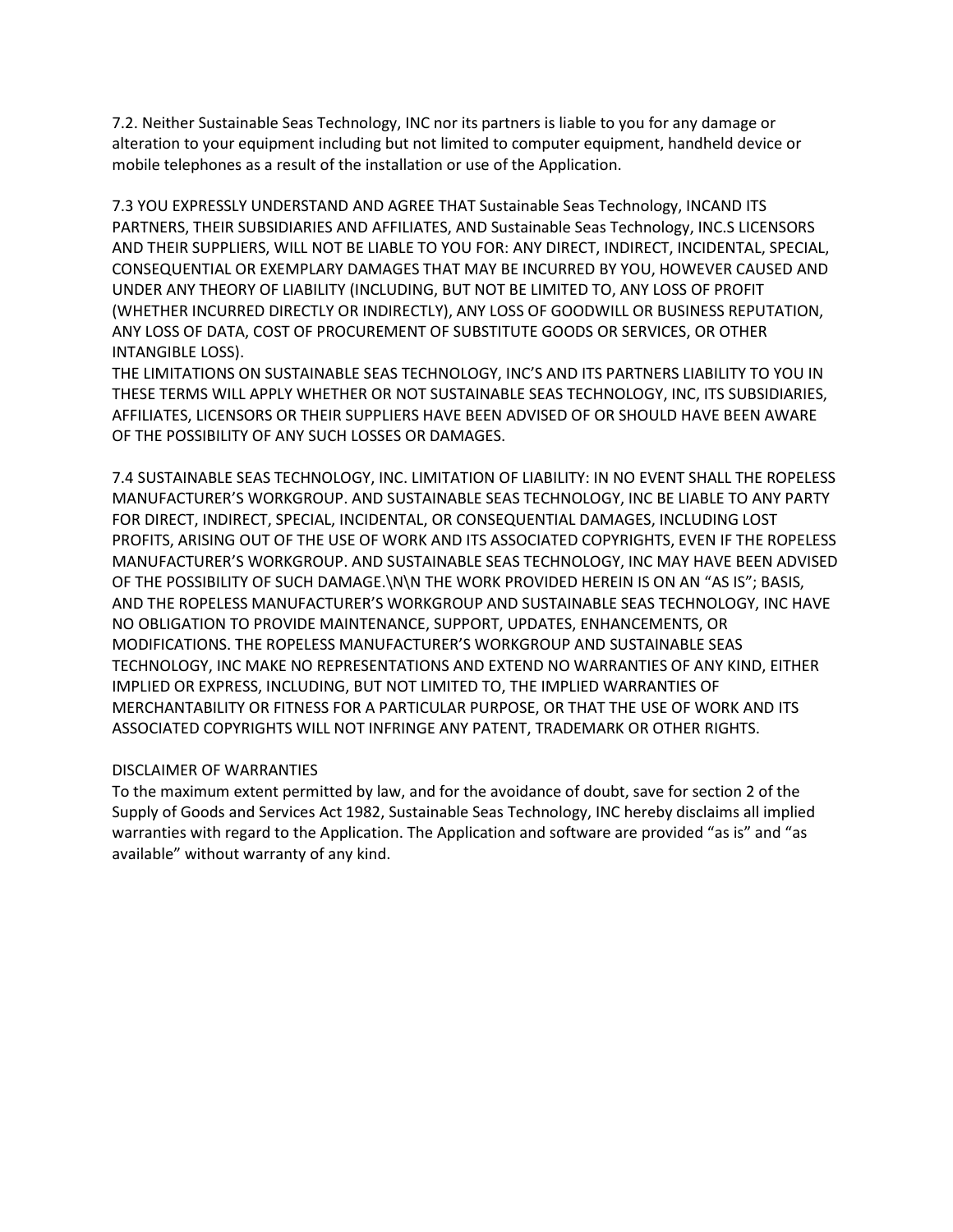7.2. Neither Sustainable Seas Technology, INC nor its partners is liable to you for any damage or alteration to your equipment including but not limited to computer equipment, handheld device or mobile telephones as a result of the installation or use of the Application.

7.3 YOU EXPRESSLY UNDERSTAND AND AGREE THAT Sustainable Seas Technology, INCAND ITS PARTNERS, THEIR SUBSIDIARIES AND AFFILIATES, AND Sustainable Seas Technology, INC.S LICENSORS AND THEIR SUPPLIERS, WILL NOT BE LIABLE TO YOU FOR: ANY DIRECT, INDIRECT, INCIDENTAL, SPECIAL, CONSEQUENTIAL OR EXEMPLARY DAMAGES THAT MAY BE INCURRED BY YOU, HOWEVER CAUSED AND UNDER ANY THEORY OF LIABILITY (INCLUDING, BUT NOT BE LIMITED TO, ANY LOSS OF PROFIT (WHETHER INCURRED DIRECTLY OR INDIRECTLY), ANY LOSS OF GOODWILL OR BUSINESS REPUTATION, ANY LOSS OF DATA, COST OF PROCUREMENT OF SUBSTITUTE GOODS OR SERVICES, OR OTHER INTANGIBLE LOSS).
THE LIMITATIONS ON SUSTAINABLE SEAS TECHNOLOGY, INC'S AND ITS PARTNERS LIABILITY TO YOU IN THESE TERMS WILL APPLY WHETHER OR NOT SUSTAINABLE SEAS TECHNOLOGY, INC, ITS SUBSIDIARIES, AFFILIATES, LICENSORS OR THEIR SUPPLIERS HAVE BEEN ADVISED OF OR SHOULD HAVE BEEN AWARE OF THE POSSIBILITY OF ANY SUCH LOSSES OR DAMAGES.

7.4 SUSTAINABLE SEAS TECHNOLOGY, INC. LIMITATION OF LIABILITY: IN NO EVENT SHALL THE ROPELESS MANUFACTURER'S WORKGROUP. AND SUSTAINABLE SEAS TECHNOLOGY, INC BE LIABLE TO ANY PARTY FOR DIRECT, INDIRECT, SPECIAL, INCIDENTAL, OR CONSEQUENTIAL DAMAGES, INCLUDING LOST PROFITS, ARISING OUT OF THE USE OF WORK AND ITS ASSOCIATED COPYRIGHTS, EVEN IF THE ROPELESS MANUFACTURER'S WORKGROUP. AND SUSTAINABLE SEAS TECHNOLOGY, INC MAY HAVE BEEN ADVISED OF THE POSSIBILITY OF SUCH DAMAGE.\N\N THE WORK PROVIDED HEREIN IS ON AN "AS IS"; BASIS, AND THE ROPELESS MANUFACTURER'S WORKGROUP AND SUSTAINABLE SEAS TECHNOLOGY, INC HAVE NO OBLIGATION TO PROVIDE MAINTENANCE, SUPPORT, UPDATES, ENHANCEMENTS, OR MODIFICATIONS. THE ROPELESS MANUFACTURER'S WORKGROUP AND SUSTAINABLE SEAS TECHNOLOGY, INC MAKE NO REPRESENTATIONS AND EXTEND NO WARRANTIES OF ANY KIND, EITHER IMPLIED OR EXPRESS, INCLUDING, BUT NOT LIMITED TO, THE IMPLIED WARRANTIES OF MERCHANTABILITY OR FITNESS FOR A PARTICULAR PURPOSE, OR THAT THE USE OF WORK AND ITS ASSOCIATED COPYRIGHTS WILL NOT INFRINGE ANY PATENT, TRADEMARK OR OTHER RIGHTS.

DISCLAIMER OF WARRANTIES

To the maximum extent permitted by law, and for the avoidance of doubt, save for section 2 of the Supply of Goods and Services Act 1982, Sustainable Seas Technology, INC hereby disclaims all implied warranties with regard to the Application. The Application and software are provided "as is" and "as available" without warranty of any kind.